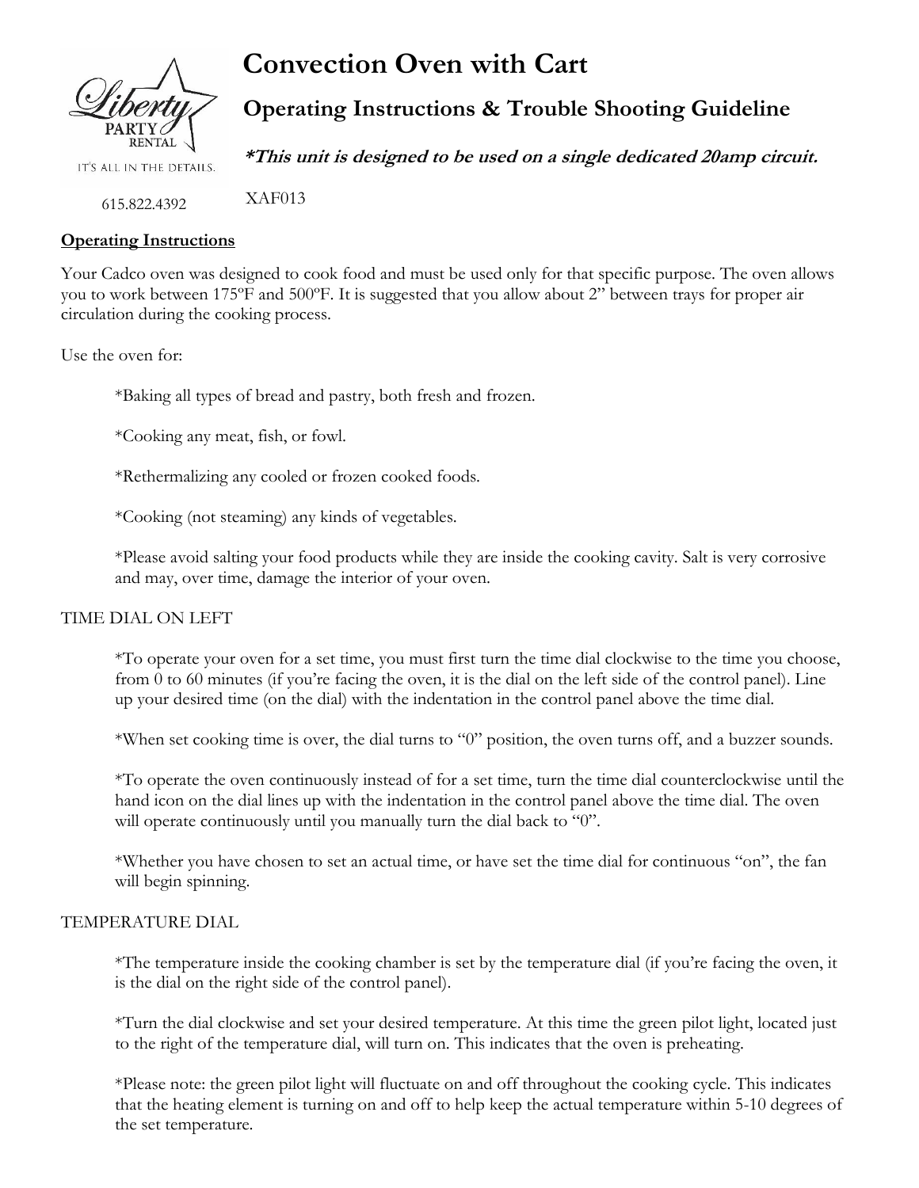Liberty PARTY RENTAL

IT'S ALL IN THE DETAILS.

615.822.4392

# Convection Oven with Cart

## Operating Instructions & Trouble Shooting Guideline

***This unit is designed to be used on a single dedicated 20amp circuit.***

XAF013

**Operating Instructions**

Your Cadco oven was designed to cook food and must be used only for that specific purpose. The oven allows you to work between 175ºF and 500ºF. It is suggested that you allow about 2" between trays for proper air circulation during the cooking process.

Use the oven for:

*Baking all types of bread and pastry, both fresh and frozen.

*Cooking any meat, fish, or fowl.

*Rethermalizing any cooled or frozen cooked foods.

*Cooking (not steaming) any kinds of vegetables.

*Please avoid salting your food products while they are inside the cooking cavity. Salt is very corrosive and may, over time, damage the interior of your oven.

TIME DIAL ON LEFT

*To operate your oven for a set time, you must first turn the time dial clockwise to the time you choose, from 0 to 60 minutes (if you're facing the oven, it is the dial on the left side of the control panel). Line up your desired time (on the dial) with the indentation in the control panel above the time dial.

*When set cooking time is over, the dial turns to "0" position, the oven turns off, and a buzzer sounds.

*To operate the oven continuously instead of for a set time, turn the time dial counterclockwise until the hand icon on the dial lines up with the indentation in the control panel above the time dial. The oven will operate continuously until you manually turn the dial back to "0".

*Whether you have chosen to set an actual time, or have set the time dial for continuous "on", the fan will begin spinning.

TEMPERATURE DIAL

*The temperature inside the cooking chamber is set by the temperature dial (if you're facing the oven, it is the dial on the right side of the control panel).

*Turn the dial clockwise and set your desired temperature. At this time the green pilot light, located just to the right of the temperature dial, will turn on. This indicates that the oven is preheating.

*Please note: the green pilot light will fluctuate on and off throughout the cooking cycle. This indicates that the heating element is turning on and off to help keep the actual temperature within 5-10 degrees of the set temperature.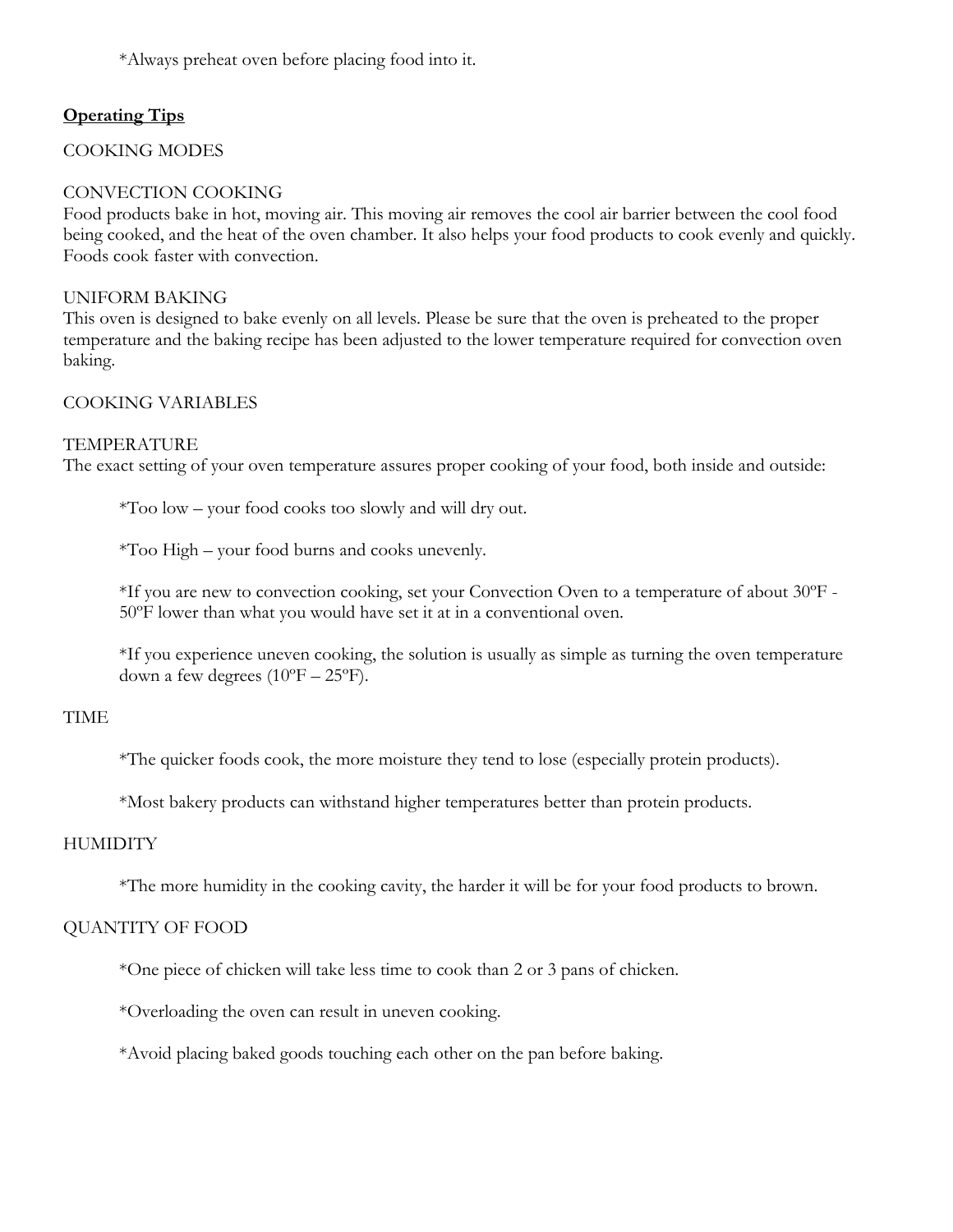*Always preheat oven before placing food into it.

## Operating Tips

COOKING MODES

CONVECTION COOKING
Food products bake in hot, moving air. This moving air removes the cool air barrier between the cool food being cooked, and the heat of the oven chamber. It also helps your food products to cook evenly and quickly. Foods cook faster with convection.

UNIFORM BAKING
This oven is designed to bake evenly on all levels. Please be sure that the oven is preheated to the proper temperature and the baking recipe has been adjusted to the lower temperature required for convection oven baking.

COOKING VARIABLES

TEMPERATURE
The exact setting of your oven temperature assures proper cooking of your food, both inside and outside:

*Too low – your food cooks too slowly and will dry out.

*Too High – your food burns and cooks unevenly.

*If you are new to convection cooking, set your Convection Oven to a temperature of about 30ºF - 50ºF lower than what you would have set it at in a conventional oven.

*If you experience uneven cooking, the solution is usually as simple as turning the oven temperature down a few degrees (10ºF – 25ºF).

TIME

*The quicker foods cook, the more moisture they tend to lose (especially protein products).

*Most bakery products can withstand higher temperatures better than protein products.

HUMIDITY

*The more humidity in the cooking cavity, the harder it will be for your food products to brown.

QUANTITY OF FOOD

*One piece of chicken will take less time to cook than 2 or 3 pans of chicken.

*Overloading the oven can result in uneven cooking.

*Avoid placing baked goods touching each other on the pan before baking.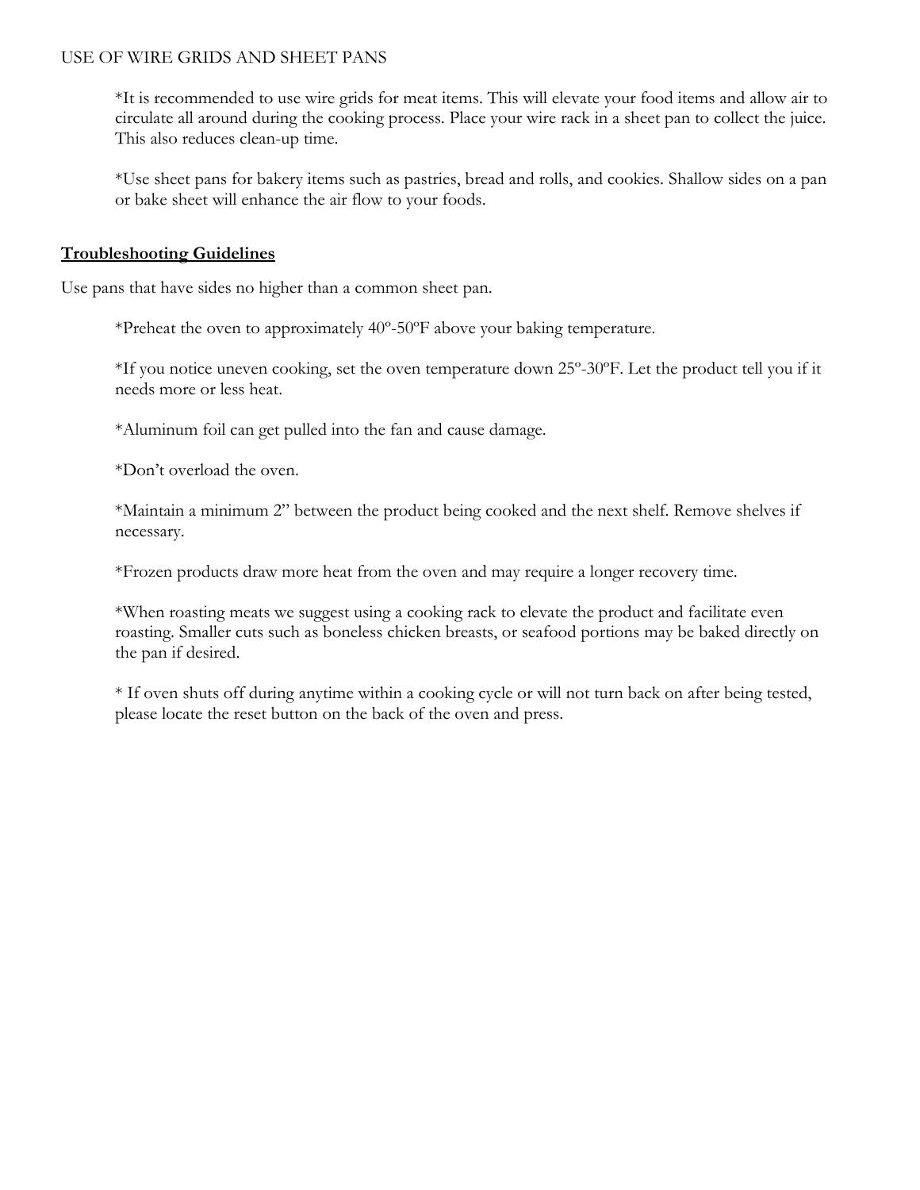USE OF WIRE GRIDS AND SHEET PANS

*It is recommended to use wire grids for meat items. This will elevate your food items and allow air to circulate all around during the cooking process. Place your wire rack in a sheet pan to collect the juice. This also reduces clean-up time.

*Use sheet pans for bakery items such as pastries, bread and rolls, and cookies. Shallow sides on a pan or bake sheet will enhance the air flow to your foods.

## Troubleshooting Guidelines

Use pans that have sides no higher than a common sheet pan.

*Preheat the oven to approximately 40º-50ºF above your baking temperature.

*If you notice uneven cooking, set the oven temperature down 25º-30ºF. Let the product tell you if it needs more or less heat.

*Aluminum foil can get pulled into the fan and cause damage.

*Don't overload the oven.

*Maintain a minimum 2" between the product being cooked and the next shelf. Remove shelves if necessary.

*Frozen products draw more heat from the oven and may require a longer recovery time.

*When roasting meats we suggest using a cooking rack to elevate the product and facilitate even roasting. Smaller cuts such as boneless chicken breasts, or seafood portions may be baked directly on the pan if desired.

* If oven shuts off during anytime within a cooking cycle or will not turn back on after being tested, please locate the reset button on the back of the oven and press.